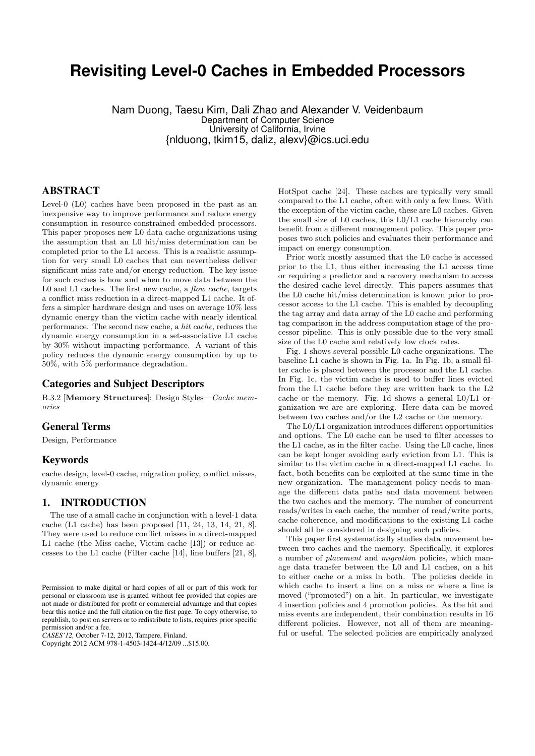# Revisiting Level-0 Caches in Embedded Processors

Nam Duong, Taesu Kim, Dali Zhao and Alexander V. Veidenbaum
Department of Computer Science
University of California, Irvine
{nlduong, tkim15, daliz, alexv}@ics.uci.edu

## ABSTRACT

Level-0 (L0) caches have been proposed in the past as an inexpensive way to improve performance and reduce energy consumption in resource-constrained embedded processors. This paper proposes new L0 data cache organizations using the assumption that an L0 hit/miss determination can be completed prior to the L1 access. This is a realistic assumption for very small L0 caches that can nevertheless deliver significant miss rate and/or energy reduction. The key issue for such caches is how and when to move data between the L0 and L1 caches. The first new cache, a *flow cache*, targets a conflict miss reduction in a direct-mapped L1 cache. It offers a simpler hardware design and uses on average 10% less dynamic energy than the victim cache with nearly identical performance. The second new cache, a *hit cache*, reduces the dynamic energy consumption in a set-associative L1 cache by 30% without impacting performance. A variant of this policy reduces the dynamic energy consumption by up to 50%, with 5% performance degradation.

### Categories and Subject Descriptors

B.3.2 [**Memory Structures**]: Design Styles—*Cache memories*

### General Terms

Design, Performance

### Keywords

cache design, level-0 cache, migration policy, conflict misses, dynamic energy

## 1. INTRODUCTION

The use of a small cache in conjunction with a level-1 data cache (L1 cache) has been proposed [11, 24, 13, 14, 21, 8]. They were used to reduce conflict misses in a direct-mapped L1 cache (the Miss cache, Victim cache [13]) or reduce accesses to the L1 cache (Filter cache [14], line buffers [21, 8], HotSpot cache [24]. These caches are typically very small compared to the L1 cache, often with only a few lines. With the exception of the victim cache, these are L0 caches. Given the small size of L0 caches, this L0/L1 cache hierarchy can benefit from a different management policy. This paper proposes two such policies and evaluates their performance and impact on energy consumption.

Prior work mostly assumed that the L0 cache is accessed prior to the L1, thus either increasing the L1 access time or requiring a predictor and a recovery mechanism to access the desired cache level directly. This papers assumes that the L0 cache hit/miss determination is known prior to processor access to the L1 cache. This is enabled by decoupling the tag array and data array of the L0 cache and performing tag comparison in the address computation stage of the processor pipeline. This is only possible due to the very small size of the L0 cache and relatively low clock rates.

Fig. 1 shows several possible L0 cache organizations. The baseline L1 cache is shown in Fig. 1a. In Fig. 1b, a small filter cache is placed between the processor and the L1 cache. In Fig. 1c, the victim cache is used to buffer lines evicted from the L1 cache before they are written back to the L2 cache or the memory. Fig. 1d shows a general L0/L1 organization we are are exploring. Here data can be moved between two caches and/or the L2 cache or the memory.

The L0/L1 organization introduces different opportunities and options. The L0 cache can be used to filter accesses to the L1 cache, as in the filter cache. Using the L0 cache, lines can be kept longer avoiding early eviction from L1. This is similar to the victim cache in a direct-mapped L1 cache. In fact, both benefits can be exploited at the same time in the new organization. The management policy needs to manage the different data paths and data movement between the two caches and the memory. The number of concurrent reads/writes in each cache, the number of read/write ports, cache coherence, and modifications to the existing L1 cache should all be considered in designing such policies.

This paper first systematically studies data movement between two caches and the memory. Specifically, it explores a number of *placement* and *migration* policies, which manage data transfer between the L0 and L1 caches, on a hit to either cache or a miss in both. The policies decide in which cache to insert a line on a miss or where a line is moved ("promoted") on a hit. In particular, we investigate 4 insertion policies and 4 promotion policies. As the hit and miss events are independent, their combination results in 16 different policies. However, not all of them are meaningful or useful. The selected policies are empirically analyzed

Permission to make digital or hard copies of all or part of this work for personal or classroom use is granted without fee provided that copies are not made or distributed for profit or commercial advantage and that copies bear this notice and the full citation on the first page. To copy otherwise, to republish, to post on servers or to redistribute to lists, requires prior specific permission and/or a fee.
*CASES'12,* October 7-12, 2012, Tampere, Finland.
Copyright 2012 ACM 978-1-4503-1424-4/12/09 ...$15.00.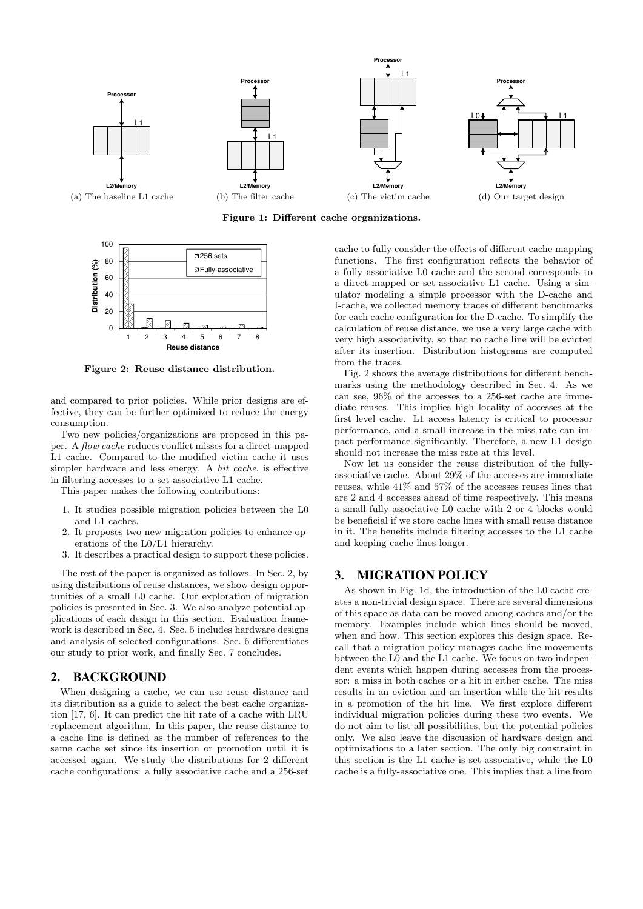(a) The baseline L1 cache (b) The filter cache (c) The victim cache (d) Our target design

**Figure 1: Different cache organizations.**

**Figure 2: Reuse distance distribution.**

and compared to prior policies. While prior designs are effective, they can be further optimized to reduce the energy consumption.

Two new policies/organizations are proposed in this paper. A *flow cache* reduces conflict misses for a direct-mapped L1 cache. Compared to the modified victim cache it uses simpler hardware and less energy. A *hit cache*, is effective in filtering accesses to a set-associative L1 cache.

This paper makes the following contributions:

1. It studies possible migration policies between the L0 and L1 caches.
2. It proposes two new migration policies to enhance operations of the L0/L1 hierarchy.
3. It describes a practical design to support these policies.

The rest of the paper is organized as follows. In Sec. 2, by using distributions of reuse distances, we show design opportunities of a small L0 cache. Our exploration of migration policies is presented in Sec. 3. We also analyze potential applications of each design in this section. Evaluation framework is described in Sec. 4. Sec. 5 includes hardware designs and analysis of selected configurations. Sec. 6 differentiates our study to prior work, and finally Sec. 7 concludes.

## 2. BACKGROUND

When designing a cache, we can use reuse distance and its distribution as a guide to select the best cache organization [17, 6]. It can predict the hit rate of a cache with LRU replacement algorithm. In this paper, the reuse distance to a cache line is defined as the number of references to the same cache set since its insertion or promotion until it is accessed again. We study the distributions for 2 different cache configurations: a fully associative cache and a 256-set cache to fully consider the effects of different cache mapping functions. The first configuration reflects the behavior of a fully associative L0 cache and the second corresponds to a direct-mapped or set-associative L1 cache. Using a simulator modeling a simple processor with the D-cache and I-cache, we collected memory traces of different benchmarks for each cache configuration for the D-cache. To simplify the calculation of reuse distance, we use a very large cache with very high associativity, so that no cache line will be evicted after its insertion. Distribution histograms are computed from the traces.

Fig. 2 shows the average distributions for different benchmarks using the methodology described in Sec. 4. As we can see, 96% of the accesses to a 256-set cache are immediate reuses. This implies high locality of accesses at the first level cache. L1 access latency is critical to processor performance, and a small increase in the miss rate can impact performance significantly. Therefore, a new L1 design should not increase the miss rate at this level.

Now let us consider the reuse distribution of the fully-associative cache. About 29% of the accesses are immediate reuses, while 41% and 57% of the accesses reuses lines that are 2 and 4 accesses ahead of time respectively. This means a small fully-associative L0 cache with 2 or 4 blocks would be beneficial if we store cache lines with small reuse distance in it. The benefits include filtering accesses to the L1 cache and keeping cache lines longer.

## 3. MIGRATION POLICY

As shown in Fig. 1d, the introduction of the L0 cache creates a non-trivial design space. There are several dimensions of this space as data can be moved among caches and/or the memory. Examples include which lines should be moved, when and how. This section explores this design space. Recall that a migration policy manages cache line movements between the L0 and the L1 cache. We focus on two independent events which happen during accesses from the processor: a miss in both caches or a hit in either cache. The miss results in an eviction and an insertion while the hit results in a promotion of the hit line. We first explore different individual migration policies during these two events. We do not aim to list all possibilities, but the potential policies only. We also leave the discussion of hardware design and optimizations to a later section. The only big constraint in this section is the L1 cache is set-associative, while the L0 cache is a fully-associative one. This implies that a line from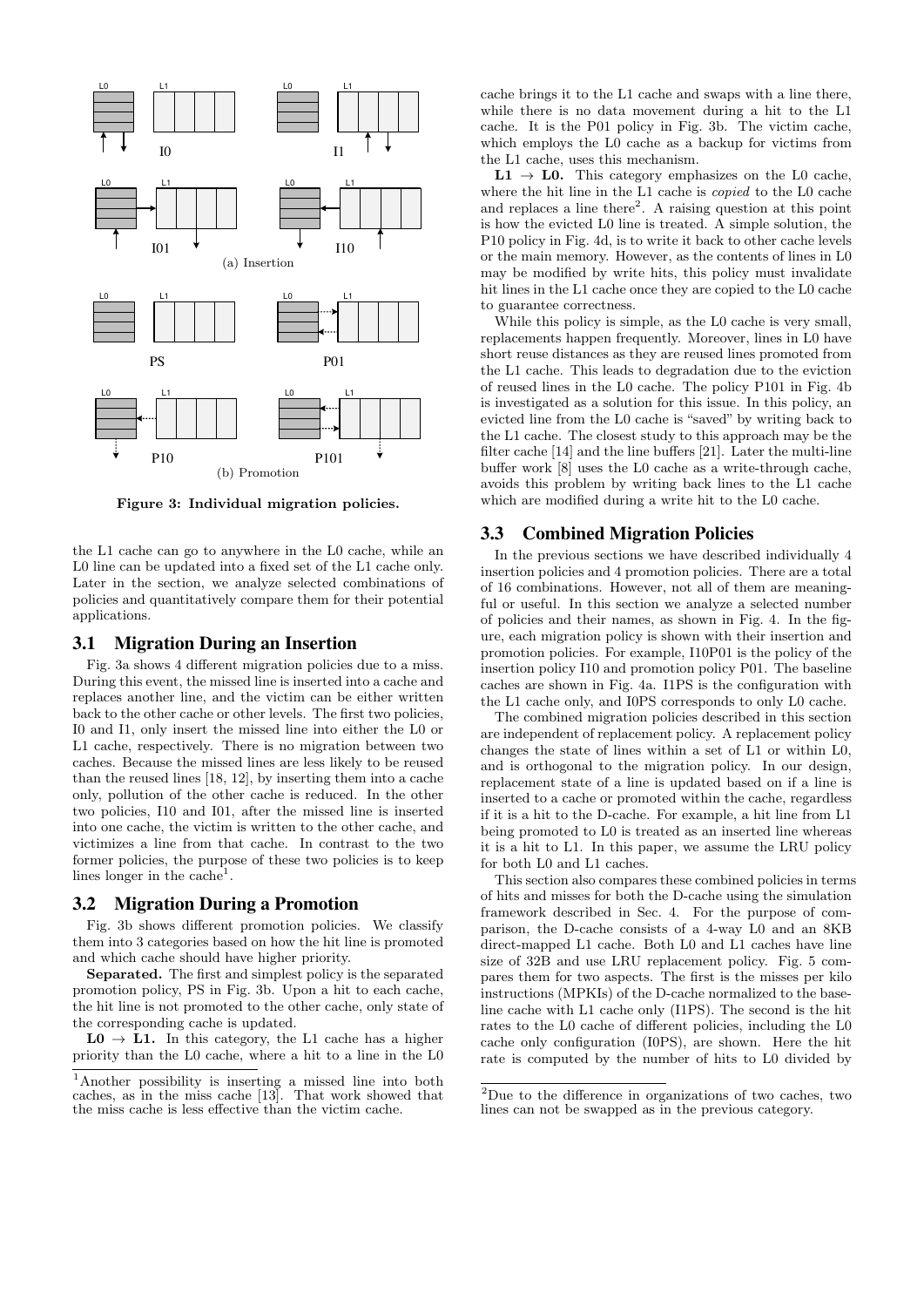Figure 3: Individual migration policies.

the L1 cache can go to anywhere in the L0 cache, while an L0 line can be updated into a fixed set of the L1 cache only. Later in the section, we analyze selected combinations of policies and quantitatively compare them for their potential applications.

## 3.1 Migration During an Insertion

Fig. 3a shows 4 different migration policies due to a miss. During this event, the missed line is inserted into a cache and replaces another line, and the victim can be either written back to the other cache or other levels. The first two policies, I0 and I1, only insert the missed line into either the L0 or L1 cache, respectively. There is no migration between two caches. Because the missed lines are less likely to be reused than the reused lines [18, 12], by inserting them into a cache only, pollution of the other cache is reduced. In the other two policies, I10 and I01, after the missed line is inserted into one cache, the victim is written to the other cache, and victimizes a line from that cache. In contrast to the two former policies, the purpose of these two policies is to keep lines longer in the cache[1].

## 3.2 Migration During a Promotion

Fig. 3b shows different promotion policies. We classify them into 3 categories based on how the hit line is promoted and which cache should have higher priority.

**Separated.** The first and simplest policy is the separated promotion policy, PS in Fig. 3b. Upon a hit to each cache, the hit line is not promoted to the other cache, only state of the corresponding cache is updated.

**L0 → L1.** In this category, the L1 cache has a higher priority than the L0 cache, where a hit to a line in the L0 cache brings it to the L1 cache and swaps with a line there, while there is no data movement during a hit to the L1 cache. It is the P01 policy in Fig. 3b. The victim cache, which employs the L0 cache as a backup for victims from the L1 cache, uses this mechanism.

**L1 → L0.** This category emphasizes on the L0 cache, where the hit line in the L1 cache is *copied* to the L0 cache and replaces a line there[2]. A raising question at this point is how the evicted L0 line is treated. A simple solution, the P10 policy in Fig. 4d, is to write it back to other cache levels or the main memory. However, as the contents of lines in L0 may be modified by write hits, this policy must invalidate hit lines in the L1 cache once they are copied to the L0 cache to guarantee correctness.

While this policy is simple, as the L0 cache is very small, replacements happen frequently. Moreover, lines in L0 have short reuse distances as they are reused lines promoted from the L1 cache. This leads to degradation due to the eviction of reused lines in the L0 cache. The policy P101 in Fig. 4b is investigated as a solution for this issue. In this policy, an evicted line from the L0 cache is "saved" by writing back to the L1 cache. The closest study to this approach may be the filter cache [14] and the line buffers [21]. Later the multi-line buffer work [8] uses the L0 cache as a write-through cache, avoids this problem by writing back lines to the L1 cache which are modified during a write hit to the L0 cache.

## 3.3 Combined Migration Policies

In the previous sections we have described individually 4 insertion policies and 4 promotion policies. There are a total of 16 combinations. However, not all of them are meaningful or useful. In this section we analyze a selected number of policies and their names, as shown in Fig. 4. In the figure, each migration policy is shown with their insertion and promotion policies. For example, I10P01 is the policy of the insertion policy I10 and promotion policy P01. The baseline caches are shown in Fig. 4a. I1PS is the configuration with the L1 cache only, and I0PS corresponds to only L0 cache.

The combined migration policies described in this section are independent of replacement policy. A replacement policy changes the state of lines within a set of L1 or within L0, and is orthogonal to the migration policy. In our design, replacement state of a line is updated based on if a line is inserted to a cache or promoted within the cache, regardless if it is a hit to the D-cache. For example, a hit line from L1 being promoted to L0 is treated as an inserted line whereas it is a hit to L1. In this paper, we assume the LRU policy for both L0 and L1 caches.

This section also compares these combined policies in terms of hits and misses for both the D-cache using the simulation framework described in Sec. 4. For the purpose of comparison, the D-cache consists of a 4-way L0 and an 8KB direct-mapped L1 cache. Both L0 and L1 caches have line size of 32B and use LRU replacement policy. Fig. 5 compares them for two aspects. The first is the misses per kilo instructions (MPKIs) of the D-cache normalized to the baseline cache with L1 cache only (I1PS). The second is the hit rates to the L0 cache of different policies, including the L0 cache only configuration (I0PS), are shown. Here the hit rate is computed by the number of hits to L0 divided by

[1]Another possibility is inserting a missed line into both caches, as in the miss cache [13]. That work showed that the miss cache is less effective than the victim cache.

[2]Due to the difference in organizations of two caches, two lines can not be swapped as in the previous category.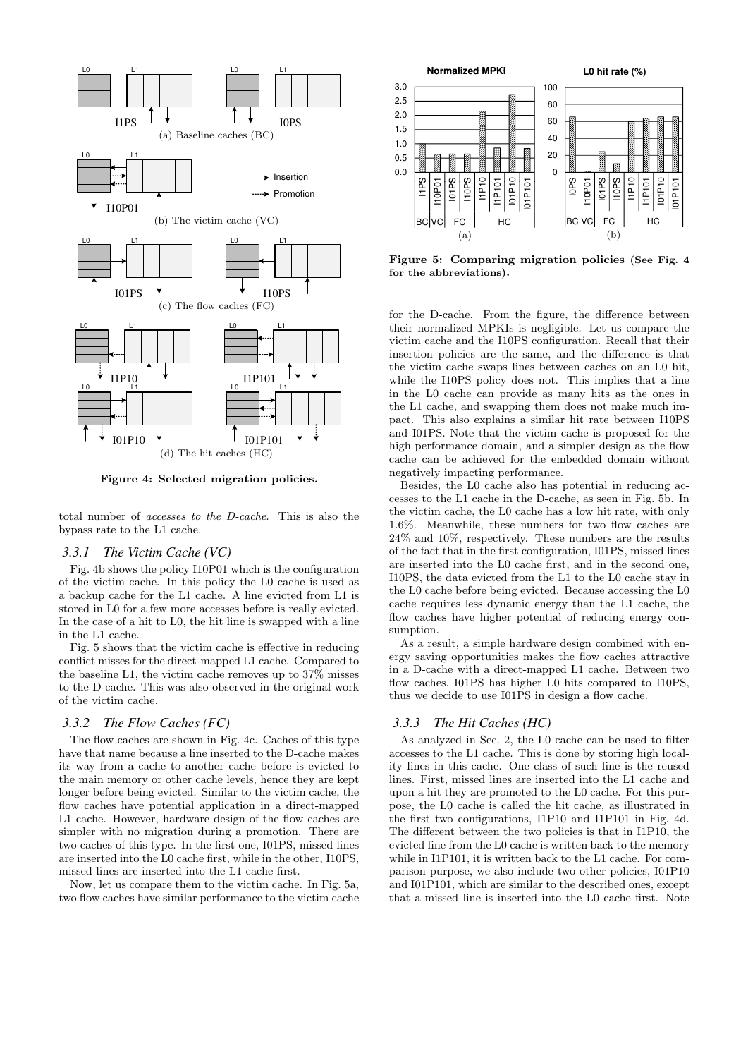Figure 4: Selected migration policies.

Figure 5: Comparing migration policies (See Fig. 4 for the abbreviations).

total number of *accesses to the D-cache*. This is also the bypass rate to the L1 cache.

### 3.3.1 The Victim Cache (VC)

Fig. 4b shows the policy I10P01 which is the configuration of the victim cache. In this policy the L0 cache is used as a backup cache for the L1 cache. A line evicted from L1 is stored in L0 for a few more accesses before is really evicted. In the case of a hit to L0, the hit line is swapped with a line in the L1 cache.

Fig. 5 shows that the victim cache is effective in reducing conflict misses for the direct-mapped L1 cache. Compared to the baseline L1, the victim cache removes up to 37% misses to the D-cache. This was also observed in the original work of the victim cache.

### 3.3.2 The Flow Caches (FC)

The flow caches are shown in Fig. 4c. Caches of this type have that name because a line inserted to the D-cache makes its way from a cache to another cache before is evicted to the main memory or other cache levels, hence they are kept longer before being evicted. Similar to the victim cache, the flow caches have potential application in a direct-mapped L1 cache. However, hardware design of the flow caches are simpler with no migration during a promotion. There are two caches of this type. In the first one, I01PS, missed lines are inserted into the L0 cache first, while in the other, I10PS, missed lines are inserted into the L1 cache first.

Now, let us compare them to the victim cache. In Fig. 5a, two flow caches have similar performance to the victim cache for the D-cache. From the figure, the difference between their normalized MPKIs is negligible. Let us compare the victim cache and the I10PS configuration. Recall that their insertion policies are the same, and the difference is that the victim cache swaps lines between caches on an L0 hit, while the I10PS policy does not. This implies that a line in the L0 cache can provide as many hits as the ones in the L1 cache, and swapping them does not make much impact. This also explains a similar hit rate between I10PS and I01PS. Note that the victim cache is proposed for the high performance domain, and a simpler design as the flow cache can be achieved for the embedded domain without negatively impacting performance.

Besides, the L0 cache also has potential in reducing accesses to the L1 cache in the D-cache, as seen in Fig. 5b. In the victim cache, the L0 cache has a low hit rate, with only 1.6%. Meanwhile, these numbers for two flow caches are 24% and 10%, respectively. These numbers are the results of the fact that in the first configuration, I01PS, missed lines are inserted into the L0 cache first, and in the second one, I10PS, the data evicted from the L1 to the L0 cache stay in the L0 cache before being evicted. Because accessing the L0 cache requires less dynamic energy than the L1 cache, the flow caches have higher potential of reducing energy consumption.

As a result, a simple hardware design combined with energy saving opportunities makes the flow caches attractive in a D-cache with a direct-mapped L1 cache. Between two flow caches, I01PS has higher L0 hits compared to I10PS, thus we decide to use I01PS in design a flow cache.

### 3.3.3 The Hit Caches (HC)

As analyzed in Sec. 2, the L0 cache can be used to filter accesses to the L1 cache. This is done by storing high locality lines in this cache. One class of such line is the reused lines. First, missed lines are inserted into the L1 cache and upon a hit they are promoted to the L0 cache. For this purpose, the L0 cache is called the hit cache, as illustrated in the first two configurations, I1P10 and I1P101 in Fig. 4d. The different between the two policies is that in I1P10, the evicted line from the L0 cache is written back to the memory while in I1P101, it is written back to the L1 cache. For comparison purpose, we also include two other policies, I01P10 and I01P101, which are similar to the described ones, except that a missed line is inserted into the L0 cache first. Note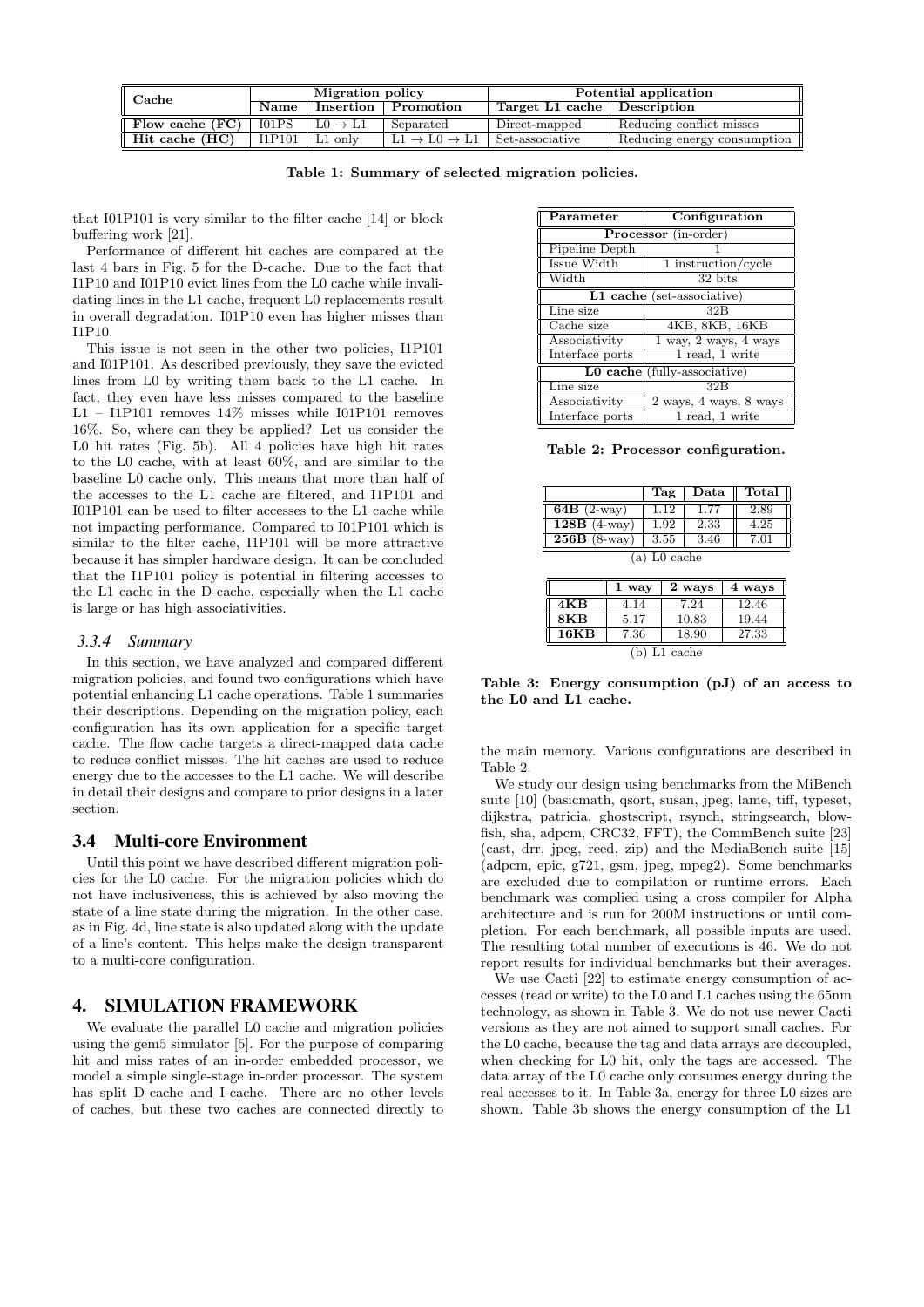| Cache | Migration policy | | | Potential application | |
|---|---|---|---|---|---|
| | Name | Insertion | Promotion | Target L1 cache | Description |
| **Flow cache (FC)** | I01PS | L0 → L1 | Separated | Direct-mapped | Reducing conflict misses |
| **Hit cache (HC)** | I1P101 | L1 only | L1 → L0 → L1 | Set-associative | Reducing energy consumption |

**Table 1: Summary of selected migration policies.**

that I01P101 is very similar to the filter cache [14] or block buffering work [21].

Performance of different hit caches are compared at the last 4 bars in Fig. 5 for the D-cache. Due to the fact that I1P10 and I01P10 evict lines from the L0 cache while invalidating lines in the L1 cache, frequent L0 replacements result in overall degradation. I01P10 even has higher misses than I1P10.

This issue is not seen in the other two policies, I1P101 and I01P101. As described previously, they save the evicted lines from L0 by writing them back to the L1 cache. In fact, they even have less misses compared to the baseline L1 – I1P101 removes 14% misses while I01P101 removes 16%. So, where can they be applied? Let us consider the L0 hit rates (Fig. 5b). All 4 policies have high hit rates to the L0 cache, with at least 60%, and are similar to the baseline L0 cache only. This means that more than half of the accesses to the L1 cache are filtered, and I1P101 and I01P101 can be used to filter accesses to the L1 cache while not impacting performance. Compared to I01P101 which is similar to the filter cache, I1P101 will be more attractive because it has simpler hardware design. It can be concluded that the I1P101 policy is potential in filtering accesses to the L1 cache in the D-cache, especially when the L1 cache is large or has high associativities.

#### *3.3.4 Summary*

In this section, we have analyzed and compared different migration policies, and found two configurations which have potential enhancing L1 cache operations. Table 1 summaries their descriptions. Depending on the migration policy, each configuration has its own application for a specific target cache. The flow cache targets a direct-mapped data cache to reduce conflict misses. The hit caches are used to reduce energy due to the accesses to the L1 cache. We will describe in detail their designs and compare to prior designs in a later section.

### 3.4 Multi-core Environment

Until this point we have described different migration policies for the L0 cache. For the migration policies which do not have inclusiveness, this is achieved by also moving the state of a line state during the migration. In the other case, as in Fig. 4d, line state is also updated along with the update of a line's content. This helps make the design transparent to a multi-core configuration.

## 4. SIMULATION FRAMEWORK

We evaluate the parallel L0 cache and migration policies using the gem5 simulator [5]. For the purpose of comparing hit and miss rates of an in-order embedded processor, we model a simple single-stage in-order processor. The system has split D-cache and I-cache. There are no other levels of caches, but these two caches are connected directly to the main memory. Various configurations are described in Table 2.

| Parameter | Configuration |
|---|---|
| **Processor** (in-order) | |
| Pipeline Depth | 1 |
| Issue Width | 1 instruction/cycle |
| Width | 32 bits |
| **L1 cache** (set-associative) | |
| Line size | 32B |
| Cache size | 4KB, 8KB, 16KB |
| Associativity | 1 way, 2 ways, 4 ways |
| Interface ports | 1 read, 1 write |
| **L0 cache** (fully-associative) | |
| Line size | 32B |
| Associativity | 2 ways, 4 ways, 8 ways |
| Interface ports | 1 read, 1 write |

**Table 2: Processor configuration.**

| | Tag | Data | Total |
|---|---|---|---|
| **64B** (2-way) | 1.12 | 1.77 | 2.89 |
| **128B** (4-way) | 1.92 | 2.33 | 4.25 |
| **256B** (8-way) | 3.55 | 3.46 | 7.01 |

(a) L0 cache

| | 1 way | 2 ways | 4 ways |
|---|---|---|---|
| **4KB** | 4.14 | 7.24 | 12.46 |
| **8KB** | 5.17 | 10.83 | 19.44 |
| **16KB** | 7.36 | 18.90 | 27.33 |

(b) L1 cache

**Table 3: Energy consumption (pJ) of an access to the L0 and L1 cache.**

We study our design using benchmarks from the MiBench suite [10] (basicmath, qsort, susan, jpeg, lame, tiff, typeset, dijkstra, patricia, ghostscript, rsynch, stringsearch, blowfish, sha, adpcm, CRC32, FFT), the CommBench suite [23] (cast, drr, jpeg, reed, zip) and the MediaBench suite [15] (adpcm, epic, g721, gsm, jpeg, mpeg2). Some benchmarks are excluded due to compilation or runtime errors. Each benchmark was complied using a cross compiler for Alpha architecture and is run for 200M instructions or until completion. For each benchmark, all possible inputs are used. The resulting total number of executions is 46. We do not report results for individual benchmarks but their averages.

We use Cacti [22] to estimate energy consumption of accesses (read or write) to the L0 and L1 caches using the 65nm technology, as shown in Table 3. We do not use newer Cacti versions as they are not aimed to support small caches. For the L0 cache, because the tag and data arrays are decoupled, when checking for L0 hit, only the tags are accessed. The data array of the L0 cache only consumes energy during the real accesses to it. In Table 3a, energy for three L0 sizes are shown. Table 3b shows the energy consumption of the L1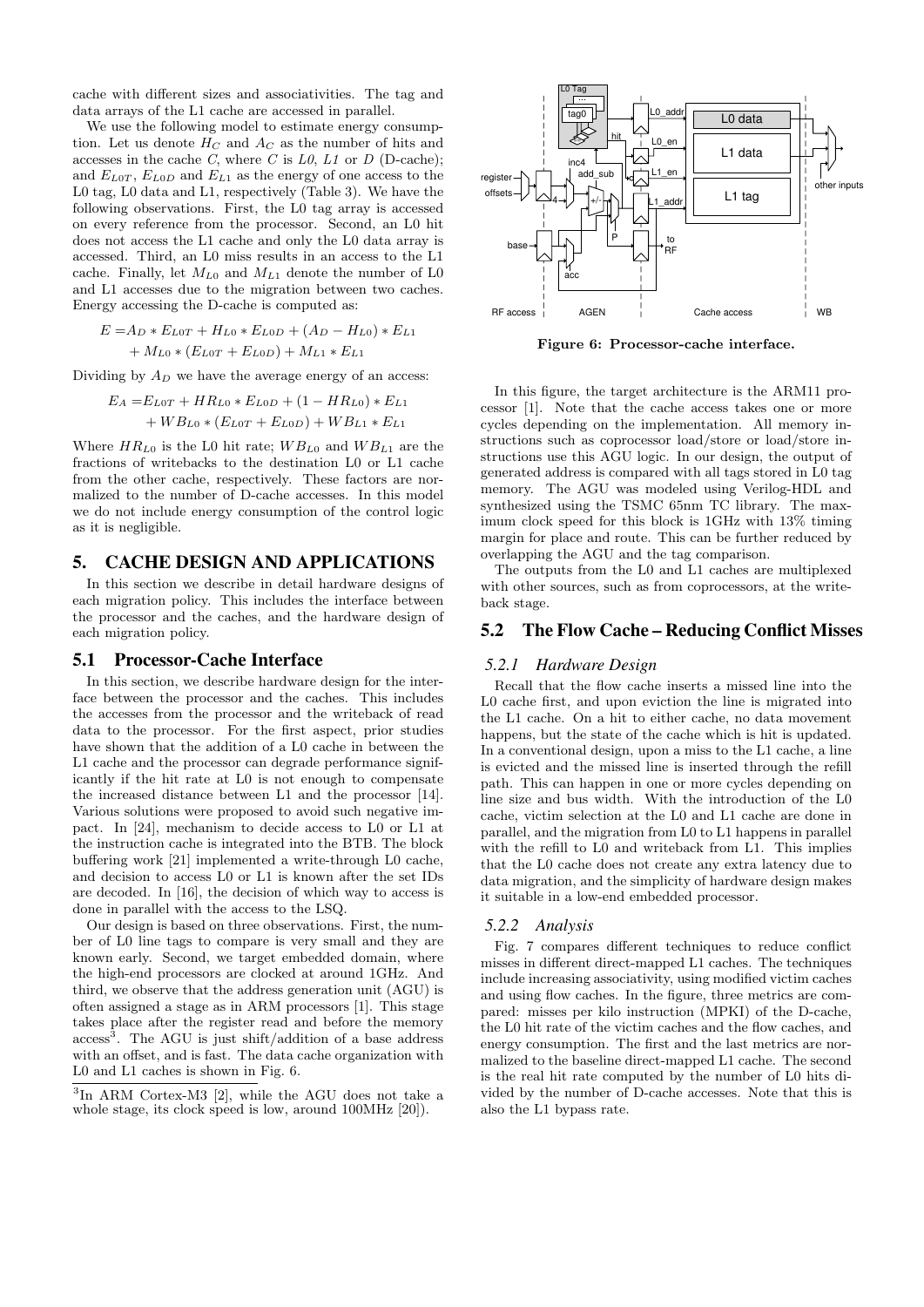cache with different sizes and associativities. The tag and data arrays of the L1 cache are accessed in parallel.

We use the following model to estimate energy consumption. Let us denote $H_C$ and $A_C$ as the number of hits and accesses in the cache $C$, where $C$ is $L0$, $L1$ or $D$ (D-cache); and $E_{L0T}$, $E_{L0D}$ and $E_{L1}$ as the energy of one access to the L0 tag, L0 data and L1, respectively (Table 3). We have the following observations. First, the L0 tag array is accessed on every reference from the processor. Second, an L0 hit does not access the L1 cache and only the L0 data array is accessed. Third, an L0 miss results in an access to the L1 cache. Finally, let $M_{L0}$ and $M_{L1}$ denote the number of L0 and L1 accesses due to the migration between two caches. Energy accessing the D-cache is computed as:

$$E = A_D * E_{L0T} + H_{L0} * E_{L0D} + (A_D - H_{L0}) * E_{L1} + M_{L0} * (E_{L0T} + E_{L0D}) + M_{L1} * E_{L1}$$

Dividing by $A_D$ we have the average energy of an access:

$$E_A = E_{L0T} + HR_{L0} * E_{L0D} + (1 - HR_{L0}) * E_{L1} + WB_{L0} * (E_{L0T} + E_{L0D}) + WB_{L1} * E_{L1}$$

Where $HR_{L0}$ is the L0 hit rate; $WB_{L0}$ and $WB_{L1}$ are the fractions of writebacks to the destination L0 or L1 cache from the other cache, respectively. These factors are normalized to the number of D-cache accesses. In this model we do not include energy consumption of the control logic as it is negligible.

# 5. CACHE DESIGN AND APPLICATIONS

In this section we describe in detail hardware designs of each migration policy. This includes the interface between the processor and the caches, and the hardware design of each migration policy.

## 5.1 Processor-Cache Interface

In this section, we describe hardware design for the interface between the processor and the caches. This includes the accesses from the processor and the writeback of read data to the processor. For the first aspect, prior studies have shown that the addition of a L0 cache in between the L1 cache and the processor can degrade performance significantly if the hit rate at L0 is not enough to compensate the increased distance between L1 and the processor [14]. Various solutions were proposed to avoid such negative impact. In [24], mechanism to decide access to L0 or L1 at the instruction cache is integrated into the BTB. The block buffering work [21] implemented a write-through L0 cache, and decision to access L0 or L1 is known after the set IDs are decoded. In [16], the decision of which way to access is done in parallel with the access to the LSQ.

Our design is based on three observations. First, the number of L0 line tags to compare is very small and they are known early. Second, we target embedded domain, where the high-end processors are clocked at around 1GHz. And third, we observe that the address generation unit (AGU) is often assigned a stage as in ARM processors [1]. This stage takes place after the register read and before the memory access[3]. The AGU is just shift/addition of a base address with an offset, and is fast. The data cache organization with L0 and L1 caches is shown in Fig. 6.

[3] In ARM Cortex-M3 [2], while the AGU does not take a whole stage, its clock speed is low, around 100MHz [20]).

Figure 6: Processor-cache interface.

In this figure, the target architecture is the ARM11 processor [1]. Note that the cache access takes one or more cycles depending on the implementation. All memory instructions such as coprocessor load/store or load/store instructions use this AGU logic. In our design, the output of generated address is compared with all tags stored in L0 tag memory. The AGU was modeled using Verilog-HDL and synthesized using the TSMC 65nm TC library. The maximum clock speed for this block is 1GHz with 13% timing margin for place and route. This can be further reduced by overlapping the AGU and the tag comparison.

The outputs from the L0 and L1 caches are multiplexed with other sources, such as from coprocessors, at the writeback stage.

## 5.2 The Flow Cache – Reducing Conflict Misses

### *5.2.1 Hardware Design*

Recall that the flow cache inserts a missed line into the L0 cache first, and upon eviction the line is migrated into the L1 cache. On a hit to either cache, no data movement happens, but the state of the cache which is hit is updated. In a conventional design, upon a miss to the L1 cache, a line is evicted and the missed line is inserted through the refill path. This can happen in one or more cycles depending on line size and bus width. With the introduction of the L0 cache, victim selection at the L0 and L1 cache are done in parallel, and the migration from L0 to L1 happens in parallel with the refill to L0 and writeback from L1. This implies that the L0 cache does not create any extra latency due to data migration, and the simplicity of hardware design makes it suitable in a low-end embedded processor.

### *5.2.2 Analysis*

Fig. 7 compares different techniques to reduce conflict misses in different direct-mapped L1 caches. The techniques include increasing associativity, using modified victim caches and using flow caches. In the figure, three metrics are compared: misses per kilo instruction (MPKI) of the D-cache, the L0 hit rate of the victim caches and the flow caches, and energy consumption. The first and the last metrics are normalized to the baseline direct-mapped L1 cache. The second is the real hit rate computed by the number of L0 hits divided by the number of D-cache accesses. Note that this is also the L1 bypass rate.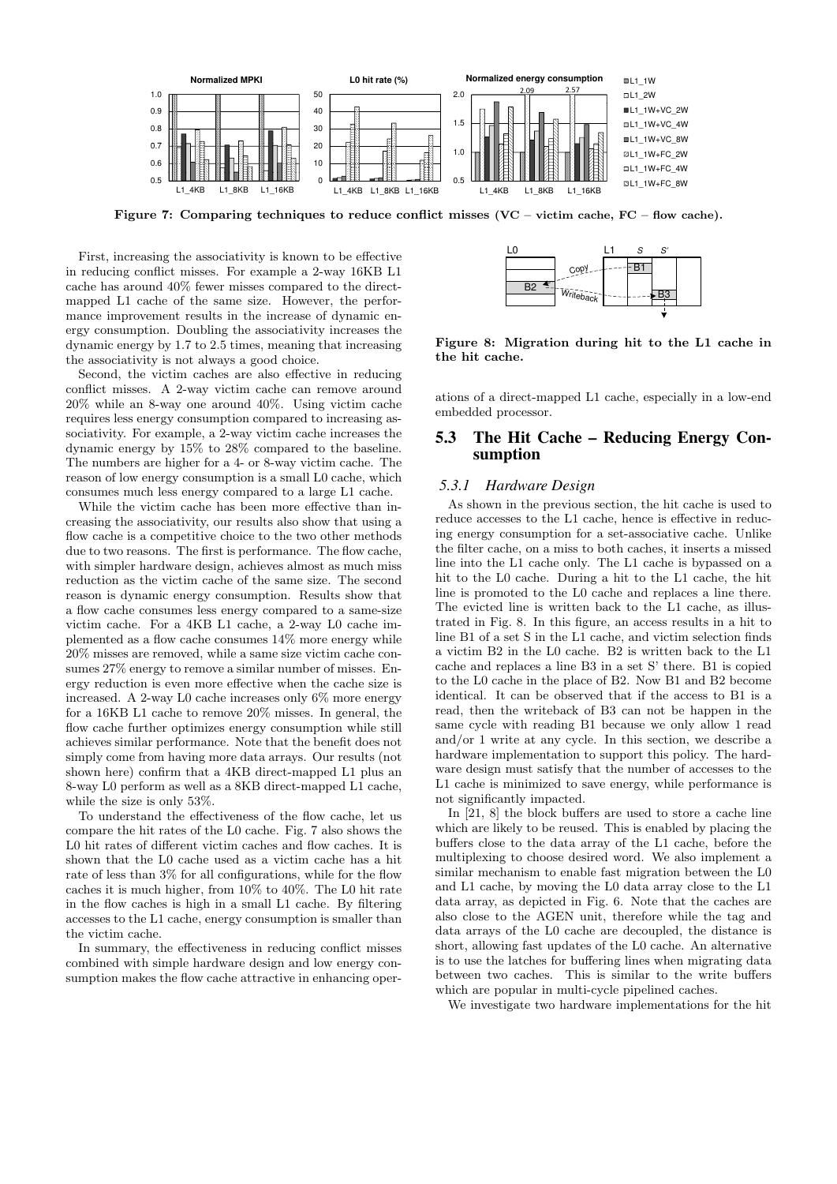Figure 7: Comparing techniques to reduce conflict misses (VC – victim cache, FC – flow cache).

First, increasing the associativity is known to be effective in reducing conflict misses. For example a 2-way 16KB L1 cache has around 40% fewer misses compared to the direct-mapped L1 cache of the same size. However, the performance improvement results in the increase of dynamic energy consumption. Doubling the associativity increases the dynamic energy by 1.7 to 2.5 times, meaning that increasing the associativity is not always a good choice.

Second, the victim caches are also effective in reducing conflict misses. A 2-way victim cache can remove around 20% while an 8-way one around 40%. Using victim cache requires less energy consumption compared to increasing associativity. For example, a 2-way victim cache increases the dynamic energy by 15% to 28% compared to the baseline. The numbers are higher for a 4- or 8-way victim cache. The reason of low energy consumption is a small L0 cache, which consumes much less energy compared to a large L1 cache.

While the victim cache has been more effective than increasing the associativity, our results also show that using a flow cache is a competitive choice to the two other methods due to two reasons. The first is performance. The flow cache, with simpler hardware design, achieves almost as much miss reduction as the victim cache of the same size. The second reason is dynamic energy consumption. Results show that a flow cache consumes less energy compared to a same-size victim cache. For a 4KB L1 cache, a 2-way L0 cache implemented as a flow cache consumes 14% more energy while 20% misses are removed, while a same size victim cache consumes 27% energy to remove a similar number of misses. Energy reduction is even more effective when the cache size is increased. A 2-way L0 cache increases only 6% more energy for a 16KB L1 cache to remove 20% misses. In general, the flow cache further optimizes energy consumption while still achieves similar performance. Note that the benefit does not simply come from having more data arrays. Our results (not shown here) confirm that a 4KB direct-mapped L1 plus an 8-way L0 perform as well as a 8KB direct-mapped L1 cache, while the size is only 53%.

To understand the effectiveness of the flow cache, let us compare the hit rates of the L0 cache. Fig. 7 also shows the L0 hit rates of different victim caches and flow caches. It is shown that the L0 cache used as a victim cache has a hit rate of less than 3% for all configurations, while for the flow caches it is much higher, from 10% to 40%. The L0 hit rate in the flow caches is high in a small L1 cache. By filtering accesses to the L1 cache, energy consumption is smaller than the victim cache.

In summary, the effectiveness in reducing conflict misses combined with simple hardware design and low energy consumption makes the flow cache attractive in enhancing operations of a direct-mapped L1 cache, especially in a low-end embedded processor.

Figure 8: Migration during hit to the L1 cache in the hit cache.

## 5.3 The Hit Cache – Reducing Energy Consumption

### 5.3.1 Hardware Design

As shown in the previous section, the hit cache is used to reduce accesses to the L1 cache, hence is effective in reducing energy consumption for a set-associative cache. Unlike the filter cache, on a miss to both caches, it inserts a missed line into the L1 cache only. The L1 cache is bypassed on a hit to the L0 cache. During a hit to the L1 cache, the hit line is promoted to the L0 cache and replaces a line there. The evicted line is written back to the L1 cache, as illustrated in Fig. 8. In this figure, an access results in a hit to line B1 of a set S in the L1 cache, and victim selection finds a victim B2 in the L0 cache. B2 is written back to the L1 cache and replaces a line B3 in a set S' there. B1 is copied to the L0 cache in the place of B2. Now B1 and B2 become identical. It can be observed that if the access to B1 is a read, then the writeback of B3 can not be happen in the same cycle with reading B1 because we only allow 1 read and/or 1 write at any cycle. In this section, we describe a hardware implementation to support this policy. The hardware design must satisfy that the number of accesses to the L1 cache is minimized to save energy, while performance is not significantly impacted.

In [21, 8] the block buffers are used to store a cache line which are likely to be reused. This is enabled by placing the buffers close to the data array of the L1 cache, before the multiplexing to choose desired word. We also implement a similar mechanism to enable fast migration between the L0 and L1 cache, by moving the L0 data array close to the L1 data array, as depicted in Fig. 6. Note that the caches are also close to the AGEN unit, therefore while the tag and data arrays of the L0 cache are decoupled, the distance is short, allowing fast updates of the L0 cache. An alternative is to use the latches for buffering lines when migrating data between two caches. This is similar to the write buffers which are popular in multi-cycle pipelined caches.

We investigate two hardware implementations for the hit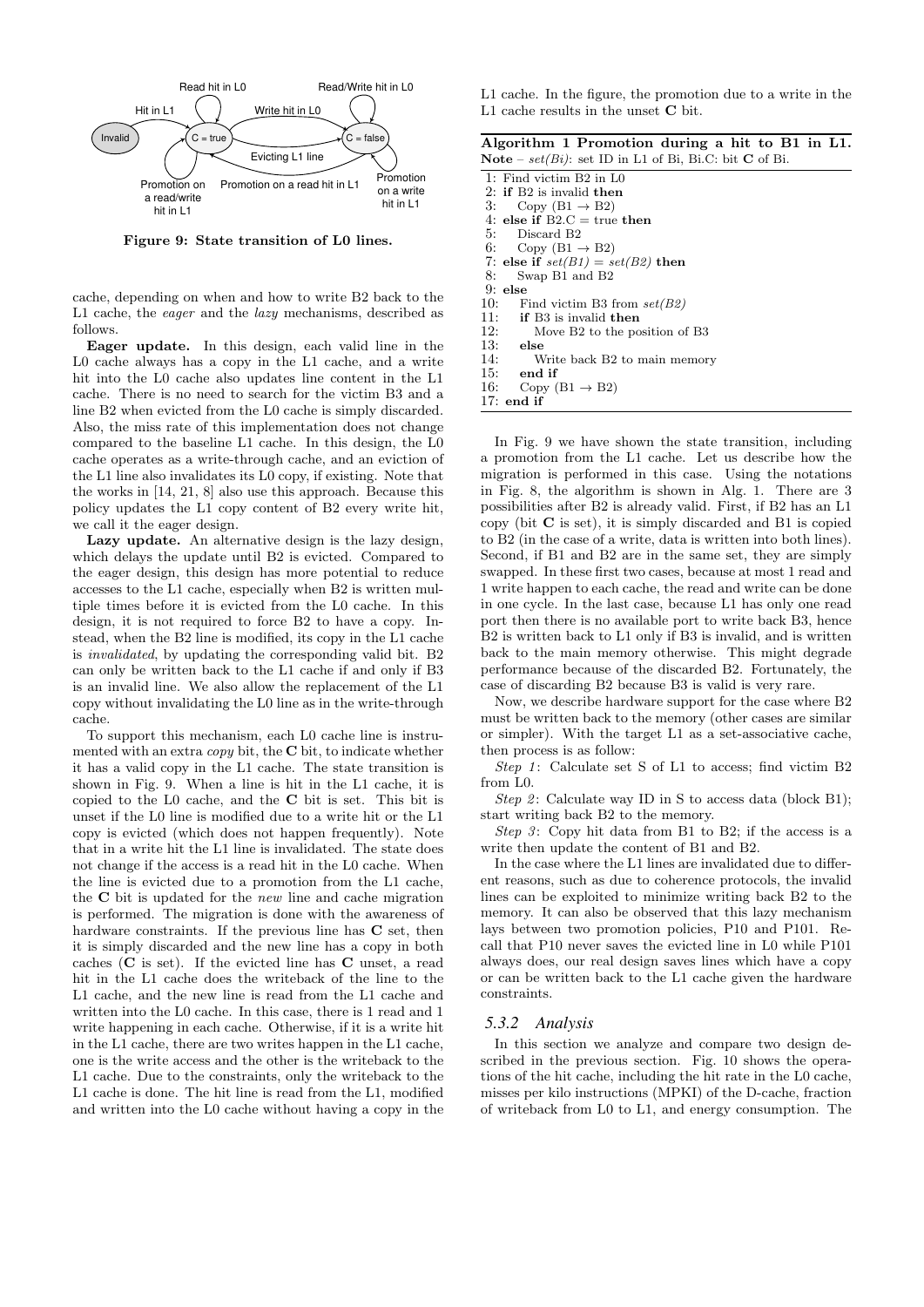Figure 9: State transition of L0 lines.

cache, depending on when and how to write B2 back to the L1 cache, the *eager* and the *lazy* mechanisms, described as follows.

**Eager update.** In this design, each valid line in the L0 cache always has a copy in the L1 cache, and a write hit into the L0 cache also updates line content in the L1 cache. There is no need to search for the victim B3 and a line B2 when evicted from the L0 cache is simply discarded. Also, the miss rate of this implementation does not change compared to the baseline L1 cache. In this design, the L0 cache operates as a write-through cache, and an eviction of the L1 line also invalidates its L0 copy, if existing. Note that the works in [14, 21, 8] also use this approach. Because this policy updates the L1 copy content of B2 every write hit, we call it the eager design.

**Lazy update.** An alternative design is the lazy design, which delays the update until B2 is evicted. Compared to the eager design, this design has more potential to reduce accesses to the L1 cache, especially when B2 is written multiple times before it is evicted from the L0 cache. In this design, it is not required to force B2 to have a copy. Instead, when the B2 line is modified, its copy in the L1 cache is *invalidated*, by updating the corresponding valid bit. B2 can only be written back to the L1 cache if and only if B3 is an invalid line. We also allow the replacement of the L1 copy without invalidating the L0 line as in the write-through cache.

To support this mechanism, each L0 cache line is instrumented with an extra *copy* bit, the **C** bit, to indicate whether it has a valid copy in the L1 cache. The state transition is shown in Fig. 9. When a line is hit in the L1 cache, it is copied to the L0 cache, and the **C** bit is set. This bit is unset if the L0 line is modified due to a write hit or the L1 copy is evicted (which does not happen frequently). Note that in a write hit the L1 line is invalidated. The state does not change if the access is a read hit in the L0 cache. When the line is evicted due to a promotion from the L1 cache, the **C** bit is updated for the *new* line and cache migration is performed. The migration is done with the awareness of hardware constraints. If the previous line has **C** set, then it is simply discarded and the new line has a copy in both caches (**C** is set). If the evicted line has **C** unset, a read hit in the L1 cache does the writeback of the line to the L1 cache, and the new line is read from the L1 cache and written into the L0 cache. In this case, there is 1 read and 1 write happening in each cache. Otherwise, if it is a write hit in the L1 cache, there are two writes happen in the L1 cache, one is the write access and the other is the writeback to the L1 cache. Due to the constraints, only the writeback to the L1 cache is done. The hit line is read from the L1, modified and written into the L0 cache without having a copy in the L1 cache. In the figure, the promotion due to a write in the L1 cache results in the unset **C** bit.

**Algorithm 1 Promotion during a hit to B1 in L1.**
**Note** – *set(Bi)*: set ID in L1 of Bi, Bi.C: bit **C** of Bi.

```
1: Find victim B2 in L0
2: if B2 is invalid then
3:    Copy (B1 → B2)
4: else if B2.C = true then
5:    Discard B2
6:    Copy (B1 → B2)
7: else if set(B1) = set(B2) then
8:    Swap B1 and B2
9: else
10:   Find victim B3 from set(B2)
11:   if B3 is invalid then
12:      Move B2 to the position of B3
13:   else
14:      Write back B2 to main memory
15:   end if
16:   Copy (B1 → B2)
17: end if
```

In Fig. 9 we have shown the state transition, including a promotion from the L1 cache. Let us describe how the migration is performed in this case. Using the notations in Fig. 8, the algorithm is shown in Alg. 1. There are 3 possibilities after B2 is already valid. First, if B2 has an L1 copy (bit **C** is set), it is simply discarded and B1 is copied to B2 (in the case of a write, data is written into both lines). Second, if B1 and B2 are in the same set, they are simply swapped. In these first two cases, because at most 1 read and 1 write happen to each cache, the read and write can be done in one cycle. In the last case, because L1 has only one read port then there is no available port to write back B3, hence B2 is written back to L1 only if B3 is invalid, and is written back to the main memory otherwise. This might degrade performance because of the discarded B2. Fortunately, the case of discarding B2 because B3 is valid is very rare.

Now, we describe hardware support for the case where B2 must be written back to the memory (other cases are similar or simpler). With the target L1 as a set-associative cache, then process is as follow:

*Step 1*: Calculate set S of L1 to access; find victim B2 from L0.

*Step 2*: Calculate way ID in S to access data (block B1); start writing back B2 to the memory.

*Step 3*: Copy hit data from B1 to B2; if the access is a write then update the content of B1 and B2.

In the case where the L1 lines are invalidated due to different reasons, such as due to coherence protocols, the invalid lines can be exploited to minimize writing back B2 to the memory. It can also be observed that this lazy mechanism lays between two promotion policies, P10 and P101. Recall that P10 never saves the evicted line in L0 while P101 always does, our real design saves lines which have a copy or can be written back to the L1 cache given the hardware constraints.

### 5.3.2 Analysis

In this section we analyze and compare two design described in the previous section. Fig. 10 shows the operations of the hit cache, including the hit rate in the L0 cache, misses per kilo instructions (MPKI) of the D-cache, fraction of writeback from L0 to L1, and energy consumption. The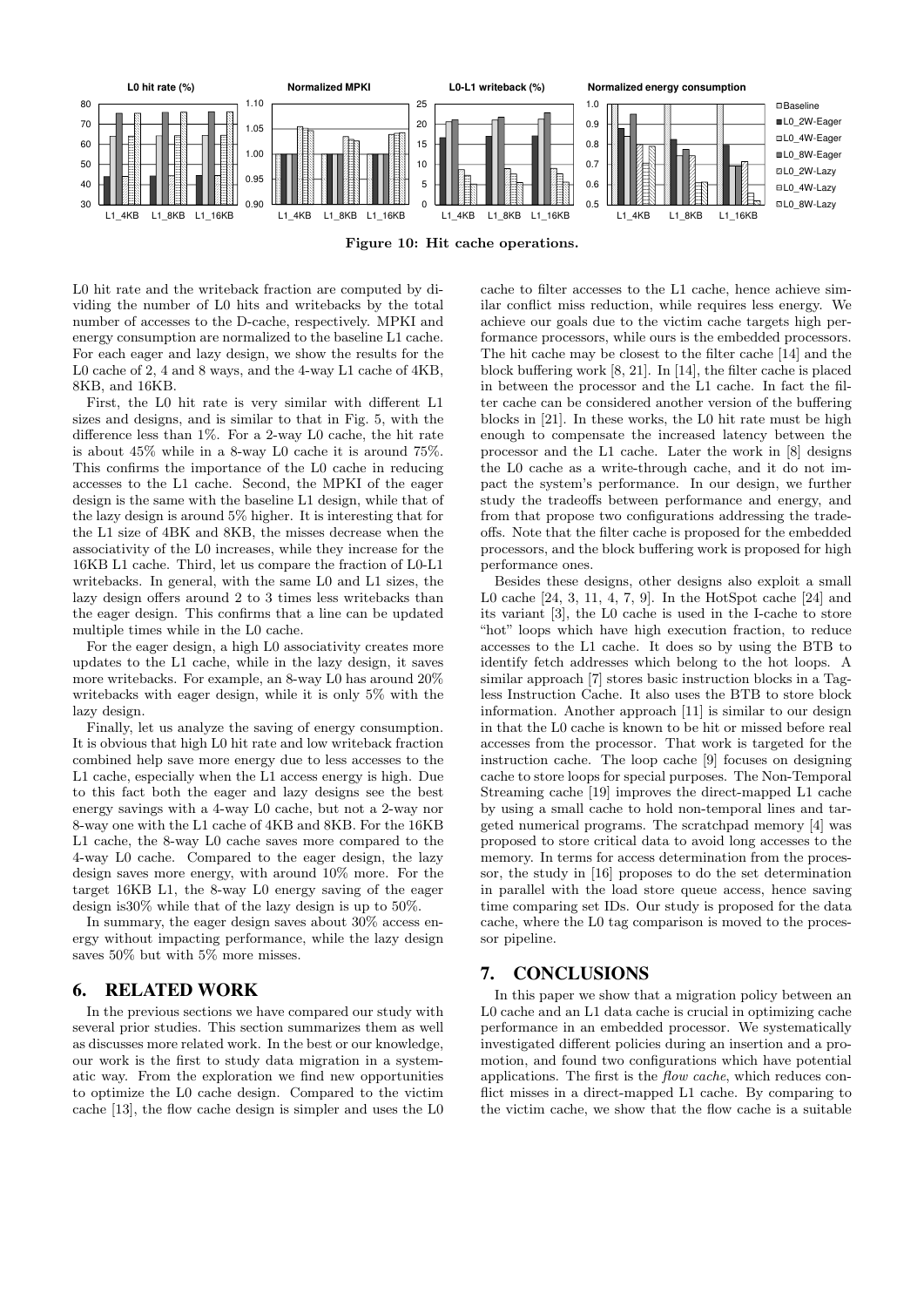Figure 10: Hit cache operations.

L0 hit rate and the writeback fraction are computed by dividing the number of L0 hits and writebacks by the total number of accesses to the D-cache, respectively. MPKI and energy consumption are normalized to the baseline L1 cache. For each eager and lazy design, we show the results for the L0 cache of 2, 4 and 8 ways, and the 4-way L1 cache of 4KB, 8KB, and 16KB.

First, the L0 hit rate is very similar with different L1 sizes and designs, and is similar to that in Fig. 5, with the difference less than 1%. For a 2-way L0 cache, the hit rate is about 45% while in a 8-way L0 cache it is around 75%. This confirms the importance of the L0 cache in reducing accesses to the L1 cache. Second, the MPKI of the eager design is the same with the baseline L1 design, while that of the lazy design is around 5% higher. It is interesting that for the L1 size of 4BK and 8KB, the misses decrease when the associativity of the L0 increases, while they increase for the 16KB L1 cache. Third, let us compare the fraction of L0-L1 writebacks. In general, with the same L0 and L1 sizes, the lazy design offers around 2 to 3 times less writebacks than the eager design. This confirms that a line can be updated multiple times while in the L0 cache.

For the eager design, a high L0 associativity creates more updates to the L1 cache, while in the lazy design, it saves more writebacks. For example, an 8-way L0 has around 20% writebacks with eager design, while it is only 5% with the lazy design.

Finally, let us analyze the saving of energy consumption. It is obvious that high L0 hit rate and low writeback fraction combined help save more energy due to less accesses to the L1 cache, especially when the L1 access energy is high. Due to this fact both the eager and lazy designs see the best energy savings with a 4-way L0 cache, but not a 2-way nor 8-way one with the L1 cache of 4KB and 8KB. For the 16KB L1 cache, the 8-way L0 cache saves more compared to the 4-way L0 cache. Compared to the eager design, the lazy design saves more energy, with around 10% more. For the target 16KB L1, the 8-way L0 energy saving of the eager design is30% while that of the lazy design is up to 50%.

In summary, the eager design saves about 30% access energy without impacting performance, while the lazy design saves 50% but with 5% more misses.

## 6. RELATED WORK

In the previous sections we have compared our study with several prior studies. This section summarizes them as well as discusses more related work. In the best or our knowledge, our work is the first to study data migration in a systematic way. From the exploration we find new opportunities to optimize the L0 cache design. Compared to the victim cache [13], the flow cache design is simpler and uses the L0 cache to filter accesses to the L1 cache, hence achieve similar conflict miss reduction, while requires less energy. We achieve our goals due to the victim cache targets high performance processors, while ours is the embedded processors. The hit cache may be closest to the filter cache [14] and the block buffering work [8, 21]. In [14], the filter cache is placed in between the processor and the L1 cache. In fact the filter cache can be considered another version of the buffering blocks in [21]. In these works, the L0 hit rate must be high enough to compensate the increased latency between the processor and the L1 cache. Later the work in [8] designs the L0 cache as a write-through cache, and it do not impact the system's performance. In our design, we further study the tradeoffs between performance and energy, and from that propose two configurations addressing the tradeoffs. Note that the filter cache is proposed for the embedded processors, and the block buffering work is proposed for high performance ones.

Besides these designs, other designs also exploit a small L0 cache [24, 3, 11, 4, 7, 9]. In the HotSpot cache [24] and its variant [3], the L0 cache is used in the I-cache to store "hot" loops which have high execution fraction, to reduce accesses to the L1 cache. It does so by using the BTB to identify fetch addresses which belong to the hot loops. A similar approach [7] stores basic instruction blocks in a Tagless Instruction Cache. It also uses the BTB to store block information. Another approach [11] is similar to our design in that the L0 cache is known to be hit or missed before real accesses from the processor. That work is targeted for the instruction cache. The loop cache [9] focuses on designing cache to store loops for special purposes. The Non-Temporal Streaming cache [19] improves the direct-mapped L1 cache by using a small cache to hold non-temporal lines and targeted numerical programs. The scratchpad memory [4] was proposed to store critical data to avoid long accesses to the memory. In terms for access determination from the processor, the study in [16] proposes to do the set determination in parallel with the load store queue access, hence saving time comparing set IDs. Our study is proposed for the data cache, where the L0 tag comparison is moved to the processor pipeline.

## 7. CONCLUSIONS

In this paper we show that a migration policy between an L0 cache and an L1 data cache is crucial in optimizing cache performance in an embedded processor. We systematically investigated different policies during an insertion and a promotion, and found two configurations which have potential applications. The first is the *flow cache*, which reduces conflict misses in a direct-mapped L1 cache. By comparing to the victim cache, we show that the flow cache is a suitable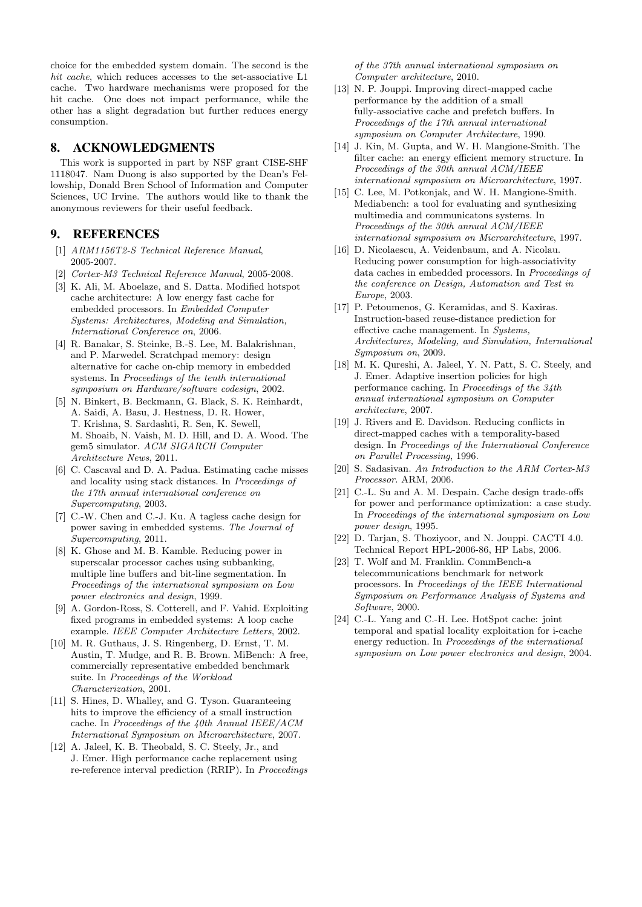choice for the embedded system domain. The second is the *hit cache*, which reduces accesses to the set-associative L1 cache. Two hardware mechanisms were proposed for the hit cache. One does not impact performance, while the other has a slight degradation but further reduces energy consumption.

## 8. ACKNOWLEDGMENTS

This work is supported in part by NSF grant CISE-SHF 1118047. Nam Duong is also supported by the Dean's Fellowship, Donald Bren School of Information and Computer Sciences, UC Irvine. The authors would like to thank the anonymous reviewers for their useful feedback.

## 9. REFERENCES

[1] *ARM1156T2-S Technical Reference Manual*, 2005-2007.

[2] *Cortex-M3 Technical Reference Manual*, 2005-2008.

[3] K. Ali, M. Aboelaze, and S. Datta. Modified hotspot cache architecture: A low energy fast cache for embedded processors. In *Embedded Computer Systems: Architectures, Modeling and Simulation, International Conference on*, 2006.

[4] R. Banakar, S. Steinke, B.-S. Lee, M. Balakrishnan, and P. Marwedel. Scratchpad memory: design alternative for cache on-chip memory in embedded systems. In *Proceedings of the tenth international symposium on Hardware/software codesign*, 2002.

[5] N. Binkert, B. Beckmann, G. Black, S. K. Reinhardt, A. Saidi, A. Basu, J. Hestness, D. R. Hower, T. Krishna, S. Sardashti, R. Sen, K. Sewell, M. Shoaib, N. Vaish, M. D. Hill, and D. A. Wood. The gem5 simulator. *ACM SIGARCH Computer Architecture News*, 2011.

[6] C. Cascaval and D. A. Padua. Estimating cache misses and locality using stack distances. In *Proceedings of the 17th annual international conference on Supercomputing*, 2003.

[7] C.-W. Chen and C.-J. Ku. A tagless cache design for power saving in embedded systems. *The Journal of Supercomputing*, 2011.

[8] K. Ghose and M. B. Kamble. Reducing power in superscalar processor caches using subbanking, multiple line buffers and bit-line segmentation. In *Proceedings of the international symposium on Low power electronics and design*, 1999.

[9] A. Gordon-Ross, S. Cotterell, and F. Vahid. Exploiting fixed programs in embedded systems: A loop cache example. *IEEE Computer Architecture Letters*, 2002.

[10] M. R. Guthaus, J. S. Ringenberg, D. Ernst, T. M. Austin, T. Mudge, and R. B. Brown. MiBench: A free, commercially representative embedded benchmark suite. In *Proceedings of the Workload Characterization*, 2001.

[11] S. Hines, D. Whalley, and G. Tyson. Guaranteeing hits to improve the efficiency of a small instruction cache. In *Proceedings of the 40th Annual IEEE/ACM International Symposium on Microarchitecture*, 2007.

[12] A. Jaleel, K. B. Theobald, S. C. Steely, Jr., and J. Emer. High performance cache replacement using re-reference interval prediction (RRIP). In *Proceedings of the 37th annual international symposium on Computer architecture*, 2010.

[13] N. P. Jouppi. Improving direct-mapped cache performance by the addition of a small fully-associative cache and prefetch buffers. In *Proceedings of the 17th annual international symposium on Computer Architecture*, 1990.

[14] J. Kin, M. Gupta, and W. H. Mangione-Smith. The filter cache: an energy efficient memory structure. In *Proceedings of the 30th annual ACM/IEEE international symposium on Microarchitecture*, 1997.

[15] C. Lee, M. Potkonjak, and W. H. Mangione-Smith. Mediabench: a tool for evaluating and synthesizing multimedia and communicatons systems. In *Proceedings of the 30th annual ACM/IEEE international symposium on Microarchitecture*, 1997.

[16] D. Nicolaescu, A. Veidenbaum, and A. Nicolau. Reducing power consumption for high-associativity data caches in embedded processors. In *Proceedings of the conference on Design, Automation and Test in Europe*, 2003.

[17] P. Petoumenos, G. Keramidas, and S. Kaxiras. Instruction-based reuse-distance prediction for effective cache management. In *Systems, Architectures, Modeling, and Simulation, International Symposium on*, 2009.

[18] M. K. Qureshi, A. Jaleel, Y. N. Patt, S. C. Steely, and J. Emer. Adaptive insertion policies for high performance caching. In *Proceedings of the 34th annual international symposium on Computer architecture*, 2007.

[19] J. Rivers and E. Davidson. Reducing conflicts in direct-mapped caches with a temporality-based design. In *Proceedings of the International Conference on Parallel Processing*, 1996.

[20] S. Sadasivan. *An Introduction to the ARM Cortex-M3 Processor*. ARM, 2006.

[21] C.-L. Su and A. M. Despain. Cache design trade-offs for power and performance optimization: a case study. In *Proceedings of the international symposium on Low power design*, 1995.

[22] D. Tarjan, S. Thoziyoor, and N. Jouppi. CACTI 4.0. Technical Report HPL-2006-86, HP Labs, 2006.

[23] T. Wolf and M. Franklin. CommBench-a telecommunications benchmark for network processors. In *Proceedings of the IEEE International Symposium on Performance Analysis of Systems and Software*, 2000.

[24] C.-L. Yang and C.-H. Lee. HotSpot cache: joint temporal and spatial locality exploitation for i-cache energy reduction. In *Proceedings of the international symposium on Low power electronics and design*, 2004.